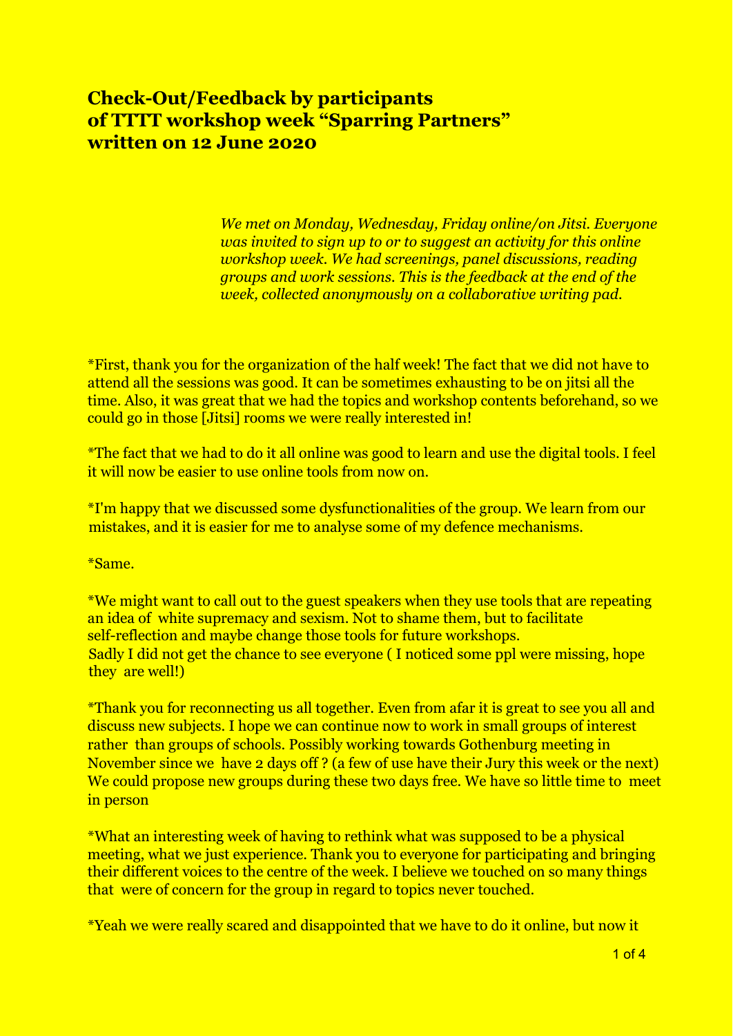# Check-Out/Feedback by participants of TTTT workshop week "Sparring Partners" written on 12 June 2020

*We met on Monday, Wednesday, Friday online/on Jitsi. Everyone was invited to sign up to or to suggest an activity for this online workshop week. We had screenings, panel discussions, reading groups and work sessions. This is the feedback at the end of the week, collected anonymously on a collaborative writing pad.*

*First, thank you for the organization of the half week! The fact that we did not have to attend all the sessions was good. It can be sometimes exhausting to be on jitsi all the time. Also, it was great that we had the topics and workshop contents beforehand, so we could go in those [Jitsi] rooms we were really interested in!

*The fact that we had to do it all online was good to learn and use the digital tools. I feel it will now be easier to use online tools from now on.

*I'm happy that we discussed some dysfunctionalities of the group. We learn from our mistakes, and it is easier for me to analyse some of my defence mechanisms.

*Same.

*We might want to call out to the guest speakers when they use tools that are repeating an idea of white supremacy and sexism. Not to shame them, but to facilitate self-reflection and maybe change those tools for future workshops.
Sadly I did not get the chance to see everyone ( I noticed some ppl were missing, hope they are well!)

*Thank you for reconnecting us all together. Even from afar it is great to see you all and discuss new subjects. I hope we can continue now to work in small groups of interest rather than groups of schools. Possibly working towards Gothenburg meeting in November since we have 2 days off ? (a few of use have their Jury this week or the next) We could propose new groups during these two days free. We have so little time to meet in person

*What an interesting week of having to rethink what was supposed to be a physical meeting, what we just experience. Thank you to everyone for participating and bringing their different voices to the centre of the week. I believe we touched on so many things that were of concern for the group in regard to topics never touched.

*Yeah we were really scared and disappointed that we have to do it online, but now it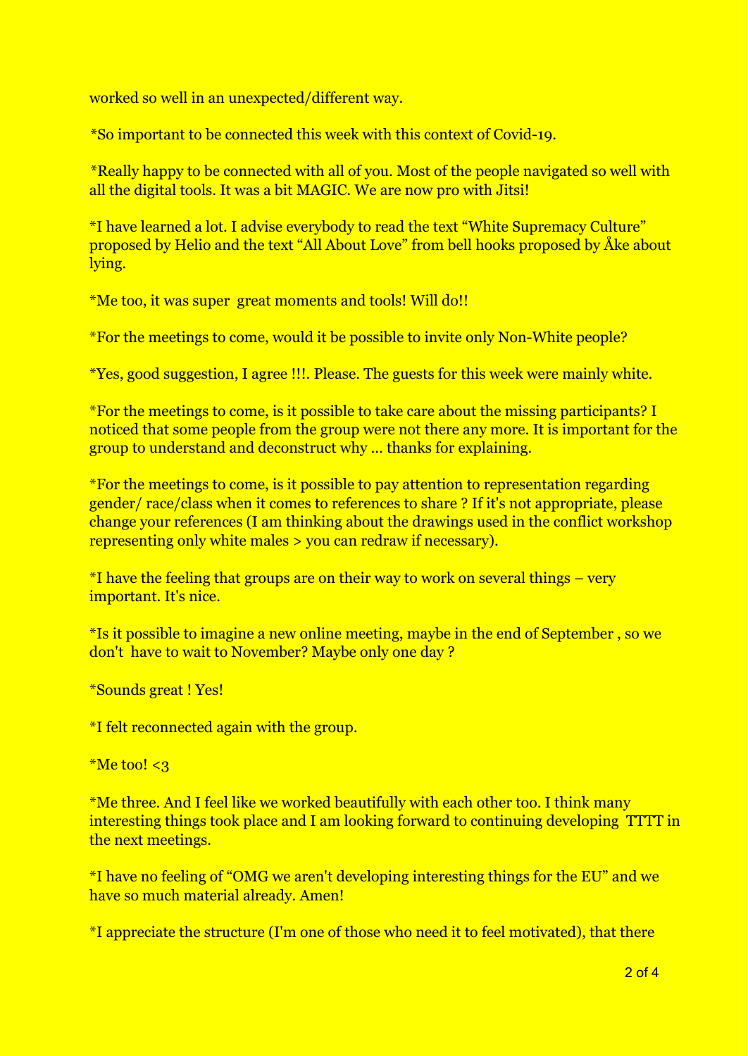worked so well in an unexpected/different way.

*So important to be connected this week with this context of Covid-19.

*Really happy to be connected with all of you. Most of the people navigated so well with all the digital tools. It was a bit MAGIC. We are now pro with Jitsi!

*I have learned a lot. I advise everybody to read the text “White Supremacy Culture” proposed by Helio and the text “All About Love” from bell hooks proposed by Åke about lying.

*Me too, it was super great moments and tools! Will do!!

*For the meetings to come, would it be possible to invite only Non-White people?

*Yes, good suggestion, I agree !!!. Please. The guests for this week were mainly white.

*For the meetings to come, is it possible to take care about the missing participants? I noticed that some people from the group were not there any more. It is important for the group to understand and deconstruct why … thanks for explaining.

*For the meetings to come, is it possible to pay attention to representation regarding gender/ race/class when it comes to references to share ? If it's not appropriate, please change your references (I am thinking about the drawings used in the conflict workshop representing only white males > you can redraw if necessary).

*I have the feeling that groups are on their way to work on several things – very important. It's nice.

*Is it possible to imagine a new online meeting, maybe in the end of September , so we don't have to wait to November? Maybe only one day ?

*Sounds great ! Yes!

*I felt reconnected again with the group.

*Me too! <3

*Me three. And I feel like we worked beautifully with each other too. I think many interesting things took place and I am looking forward to continuing developing TTTT in the next meetings.

*I have no feeling of “OMG we aren't developing interesting things for the EU” and we have so much material already. Amen!

*I appreciate the structure (I'm one of those who need it to feel motivated), that there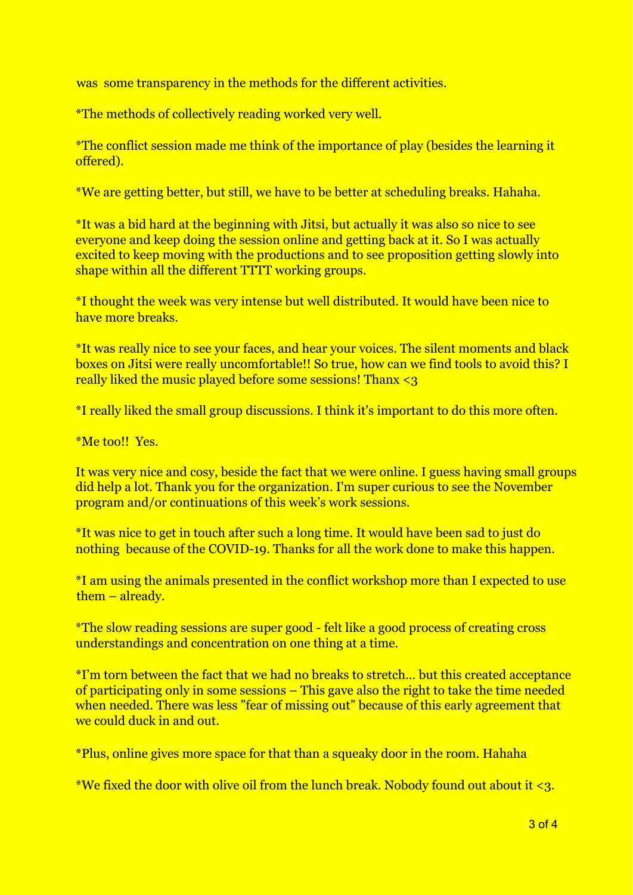was  some transparency in the methods for the different activities.

*The methods of collectively reading worked very well.

*The conflict session made me think of the importance of play (besides the learning it offered).

*We are getting better, but still, we have to be better at scheduling breaks. Hahaha.

*It was a bid hard at the beginning with Jitsi, but actually it was also so nice to see everyone and keep doing the session online and getting back at it. So I was actually excited to keep moving with the productions and to see proposition getting slowly into shape within all the different TTTT working groups.

*I thought the week was very intense but well distributed. It would have been nice to have more breaks.

*It was really nice to see your faces, and hear your voices. The silent moments and black boxes on Jitsi were really uncomfortable!! So true, how can we find tools to avoid this? I really liked the music played before some sessions! Thanx <3

*I really liked the small group discussions. I think it's important to do this more often.

*Me too!!  Yes.

It was very nice and cosy, beside the fact that we were online. I guess having small groups did help a lot. Thank you for the organization. I'm super curious to see the November program and/or continuations of this week's work sessions.

*It was nice to get in touch after such a long time. It would have been sad to just do nothing  because of the COVID-19. Thanks for all the work done to make this happen.

*I am using the animals presented in the conflict workshop more than I expected to use them – already.

*The slow reading sessions are super good - felt like a good process of creating cross understandings and concentration on one thing at a time.

*I'm torn between the fact that we had no breaks to stretch… but this created acceptance of participating only in some sessions – This gave also the right to take the time needed when needed. There was less "fear of missing out" because of this early agreement that we could duck in and out.

*Plus, online gives more space for that than a squeaky door in the room. Hahaha

*We fixed the door with olive oil from the lunch break. Nobody found out about it <3.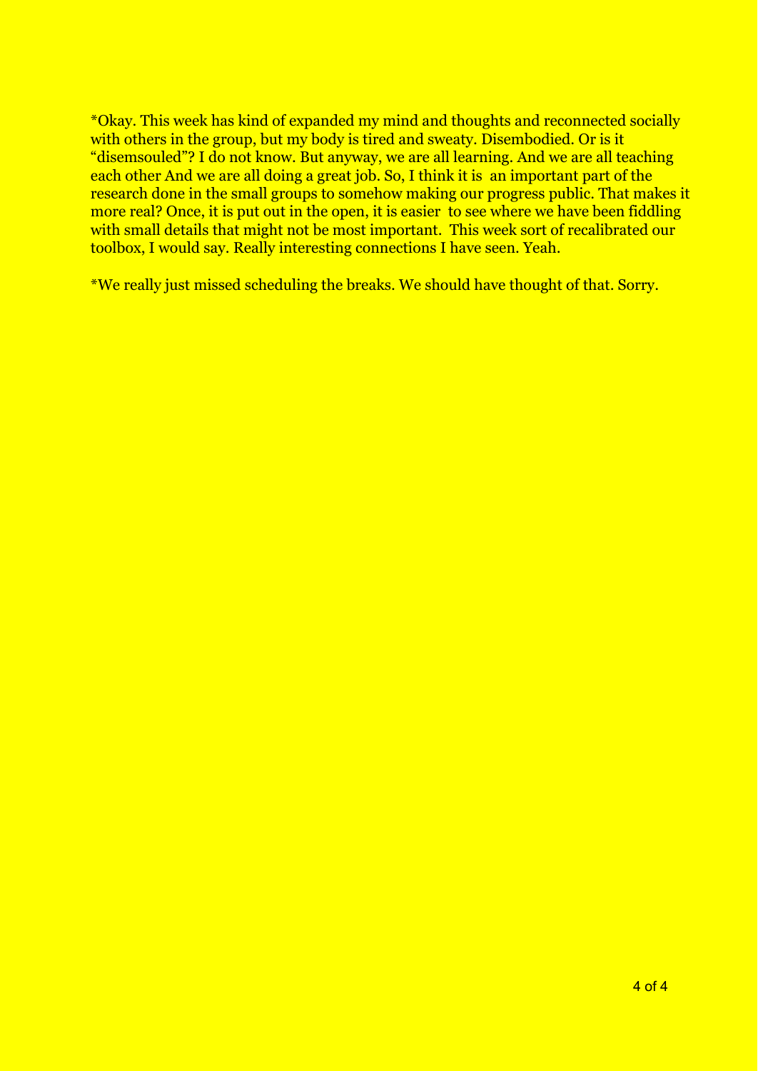*Okay. This week has kind of expanded my mind and thoughts and reconnected socially with others in the group, but my body is tired and sweaty. Disembodied. Or is it "disemsouled"? I do not know. But anyway, we are all learning. And we are all teaching each other And we are all doing a great job. So, I think it is an important part of the research done in the small groups to somehow making our progress public. That makes it more real? Once, it is put out in the open, it is easier to see where we have been fiddling with small details that might not be most important. This week sort of recalibrated our toolbox, I would say. Really interesting connections I have seen. Yeah.

*We really just missed scheduling the breaks. We should have thought of that. Sorry.